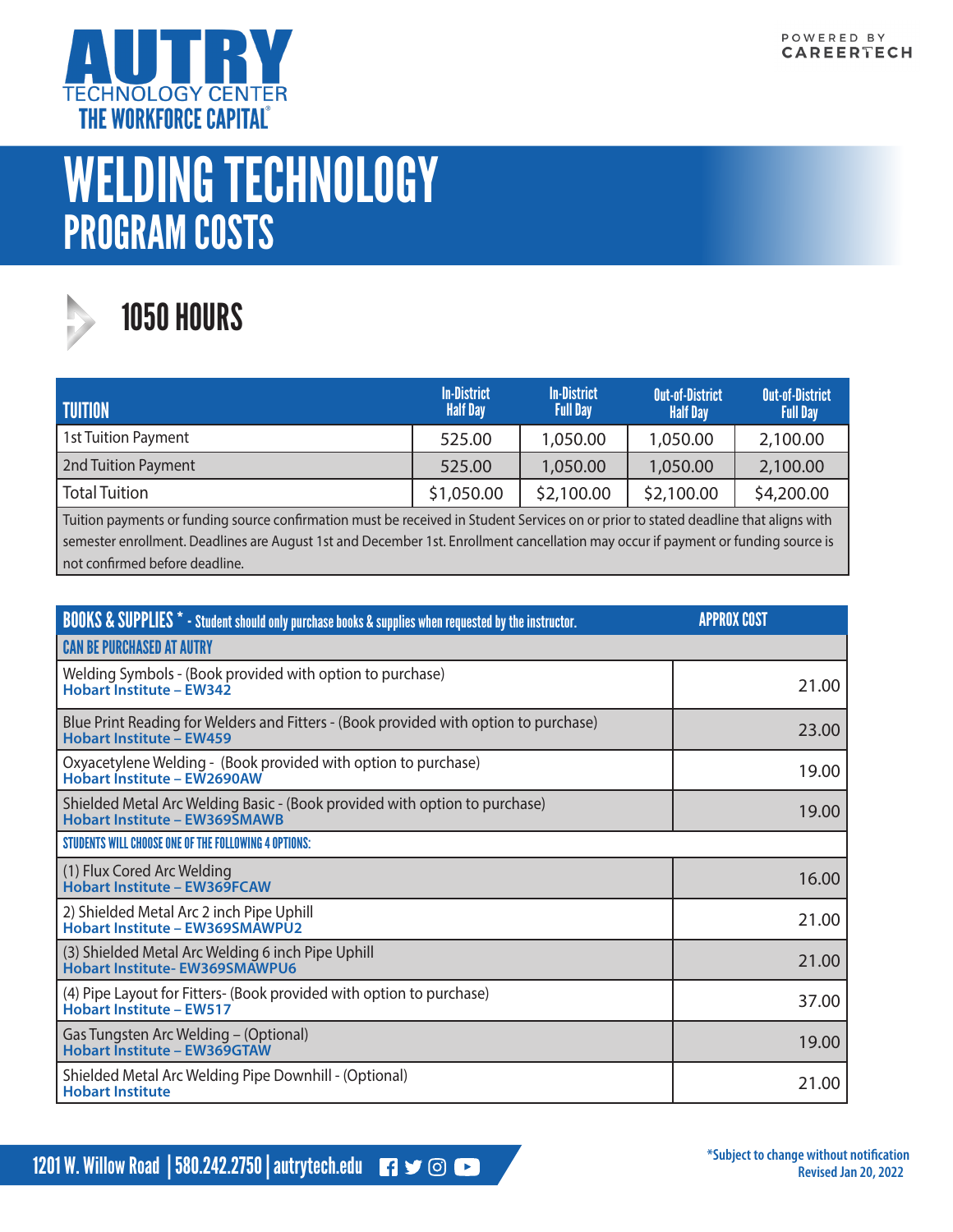AUTRY
TECHNOLOGY CENTER
THE WORKFORCE CAPITAL®

POWERED BY CAREERTECH

# WELDING TECHNOLOGY
## PROGRAM COSTS

### 1050 HOURS

| TUITION | In-District Half Day | In-District Full Day | Out-of-District Half Day | Out-of-District Full Day |
|---|---|---|---|---|
| 1st Tuition Payment | 525.00 | 1,050.00 | 1,050.00 | 2,100.00 |
| 2nd Tuition Payment | 525.00 | 1,050.00 | 1,050.00 | 2,100.00 |
| Total Tuition | $1,050.00 | $2,100.00 | $2,100.00 | $4,200.00 |

Tuition payments or funding source confirmation must be received in Student Services on or prior to stated deadline that aligns with semester enrollment. Deadlines are August 1st and December 1st. Enrollment cancellation may occur if payment or funding source is not confirmed before deadline.

| BOOKS & SUPPLIES * - Student should only purchase books & supplies when requested by the instructor. | APPROX COST |
|---|---|
| **CAN BE PURCHASED AT AUTRY** | |
| Welding Symbols - (Book provided with option to purchase) **Hobart Institute – EW342** | 21.00 |
| Blue Print Reading for Welders and Fitters - (Book provided with option to purchase) **Hobart Institute – EW459** | 23.00 |
| Oxyacetylene Welding - (Book provided with option to purchase) **Hobart Institute – EW2690AW** | 19.00 |
| Shielded Metal Arc Welding Basic - (Book provided with option to purchase) **Hobart Institute – EW369SMAWB** | 19.00 |
| **STUDENTS WILL CHOOSE ONE OF THE FOLLOWING 4 OPTIONS:** | |
| (1) Flux Cored Arc Welding **Hobart Institute – EW369FCAW** | 16.00 |
| 2) Shielded Metal Arc 2 inch Pipe Uphill **Hobart Institute – EW369SMAWPU2** | 21.00 |
| (3) Shielded Metal Arc Welding 6 inch Pipe Uphill **Hobart Institute- EW369SMAWPU6** | 21.00 |
| (4) Pipe Layout for Fitters- (Book provided with option to purchase) **Hobart Institute – EW517** | 37.00 |
| Gas Tungsten Arc Welding – (Optional) **Hobart Institute – EW369GTAW** | 19.00 |
| Shielded Metal Arc Welding Pipe Downhill - (Optional) **Hobart Institute** | 21.00 |

1201 W. Willow Road | 580.242.2750 | autrytech.edu

*Subject to change without notification
Revised Jan 20, 2022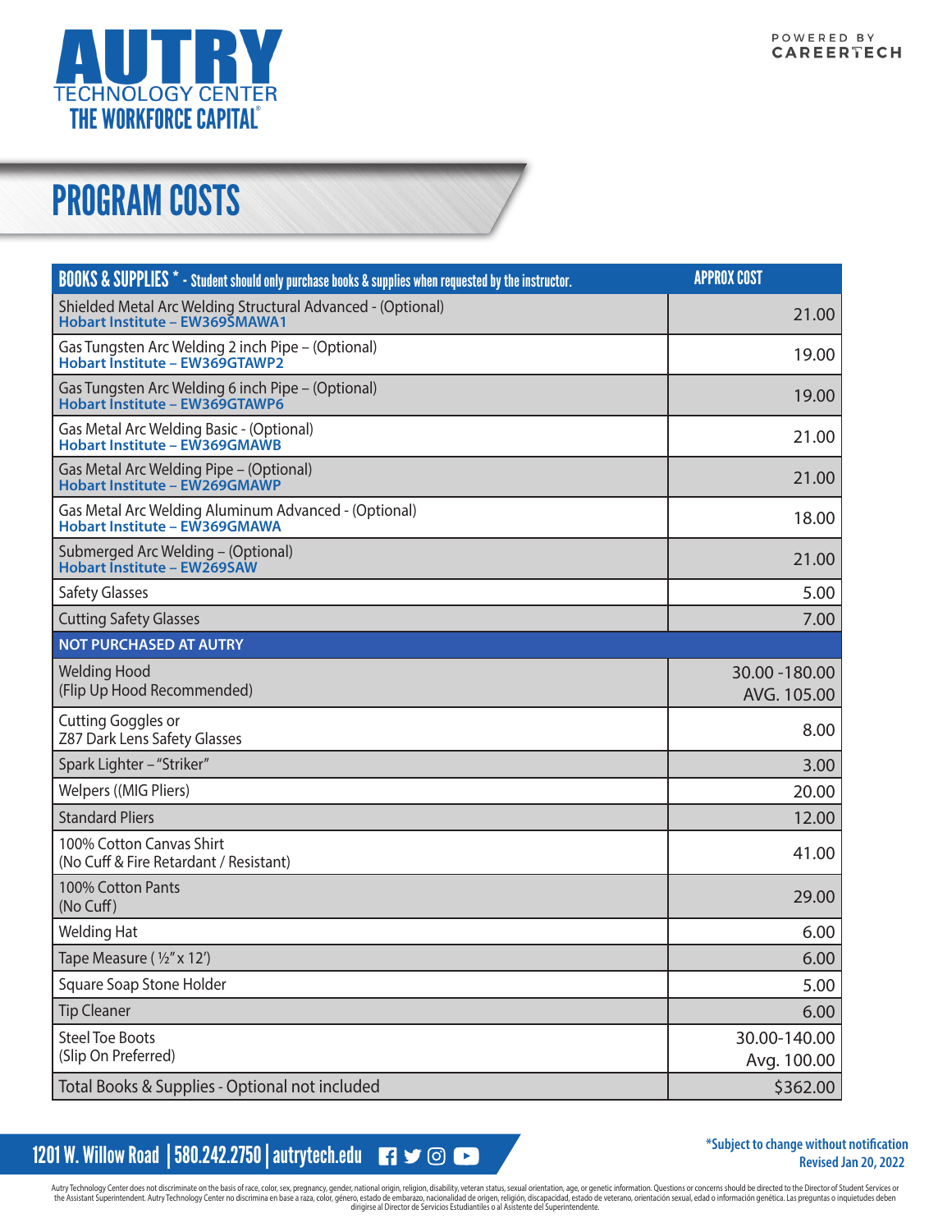AUTRY
TECHNOLOGY CENTER
THE WORKFORCE CAPITAL®

POWERED BY
CAREERTECH

# PROGRAM COSTS

| BOOKS & SUPPLIES * - Student should only purchase books & supplies when requested by the instructor. | APPROX COST |
|---|---|
| Shielded Metal Arc Welding Structural Advanced - (Optional)<br>**Hobart Institute – EW369SMAWA1** | 21.00 |
| Gas Tungsten Arc Welding 2 inch Pipe – (Optional)<br>**Hobart Institute – EW369GTAWP2** | 19.00 |
| Gas Tungsten Arc Welding 6 inch Pipe – (Optional)<br>**Hobart Institute – EW369GTAWP6** | 19.00 |
| Gas Metal Arc Welding Basic - (Optional)<br>**Hobart Institute – EW369GMAWB** | 21.00 |
| Gas Metal Arc Welding Pipe – (Optional)<br>**Hobart Institute – EW269GMAWP** | 21.00 |
| Gas Metal Arc Welding Aluminum Advanced - (Optional)<br>**Hobart Institute – EW369GMAWA** | 18.00 |
| Submerged Arc Welding – (Optional)<br>**Hobart Institute – EW269SAW** | 21.00 |
| Safety Glasses | 5.00 |
| Cutting Safety Glasses | 7.00 |
| **NOT PURCHASED AT AUTRY** | |
| Welding Hood<br>(Flip Up Hood Recommended) | 30.00 -180.00<br>AVG. 105.00 |
| Cutting Goggles or<br>Z87 Dark Lens Safety Glasses | 8.00 |
| Spark Lighter – "Striker" | 3.00 |
| Welpers ((MIG Pliers) | 20.00 |
| Standard Pliers | 12.00 |
| 100% Cotton Canvas Shirt<br>(No Cuff & Fire Retardant / Resistant) | 41.00 |
| 100% Cotton Pants<br>(No Cuff) | 29.00 |
| Welding Hat | 6.00 |
| Tape Measure ( ½" x 12') | 6.00 |
| Square Soap Stone Holder | 5.00 |
| Tip Cleaner | 6.00 |
| Steel Toe Boots<br>(Slip On Preferred) | 30.00-140.00<br>Avg. 100.00 |
| Total Books & Supplies - Optional not included | $362.00 |

1201 W. Willow Road | 580.242.2750 | autrytech.edu

*Subject to change without notification
Revised Jan 20, 2022

Autry Technology Center does not discriminate on the basis of race, color, sex, pregnancy, gender, national origin, religion, disability, veteran status, sexual orientation, age, or genetic information. Questions or concerns should be directed to the Director of Student Services or the Assistant Superintendent. Autry Technology Center no discrimina en base a raza, color, género, estado de embarazo, nacionalidad de origen, religión, discapacidad, estado de veterano, orientación sexual, edad o información genética. Las preguntas o inquietudes deben dirigirse al Director de Servicios Estudiantiles o al Asistente del Superintendente.